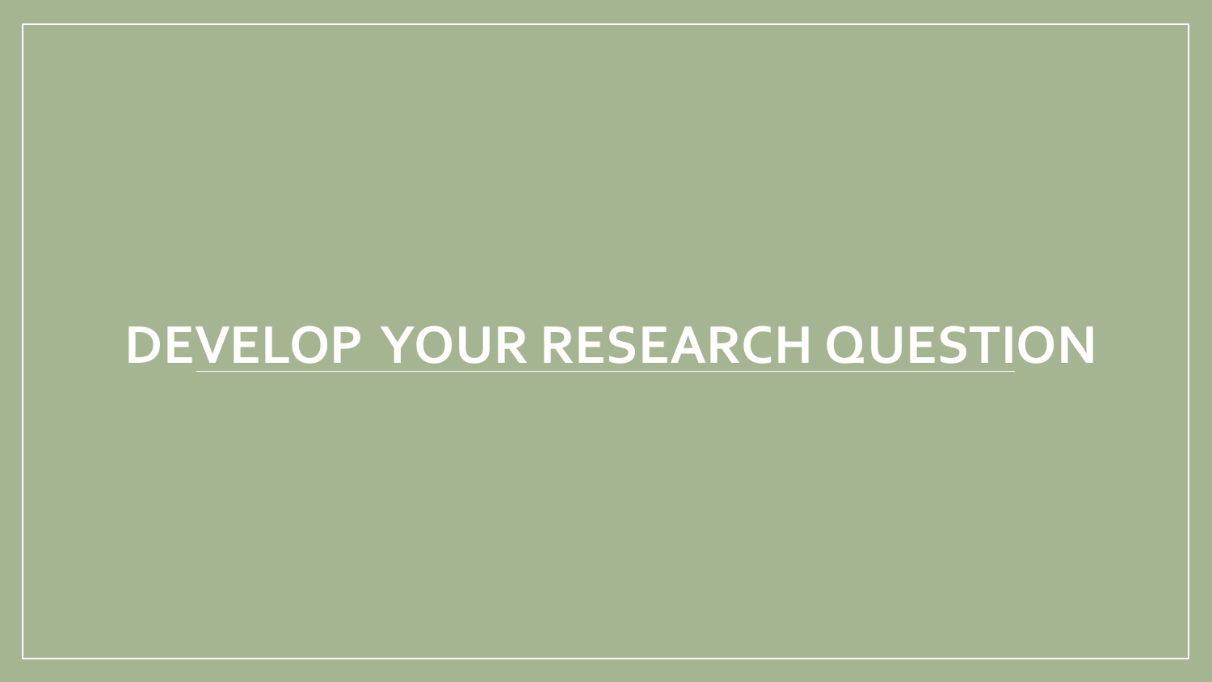# DEVELOP YOUR RESEARCH QUESTION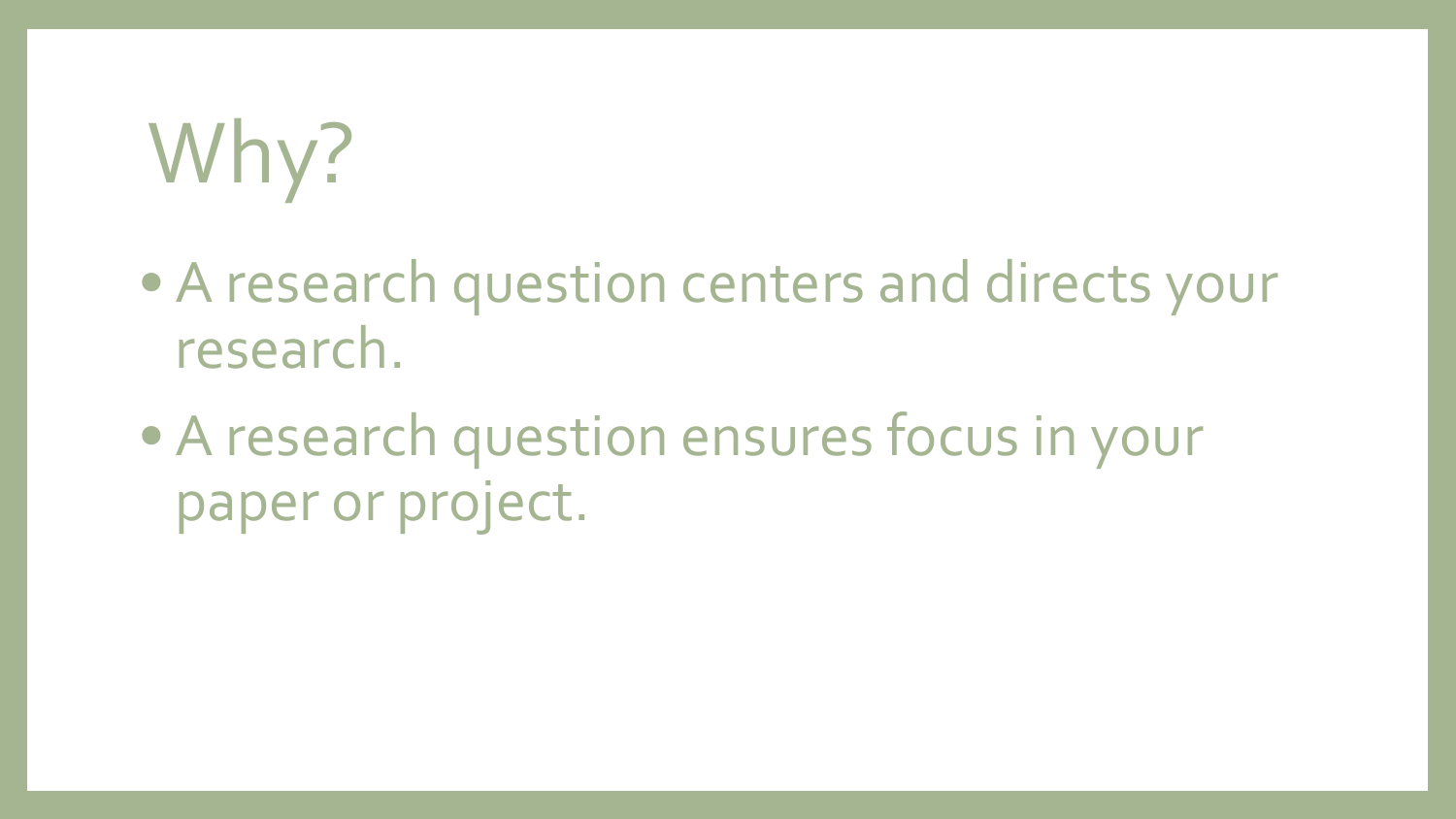# Why?

- A research question centers and directs your research.
- A research question ensures focus in your paper or project.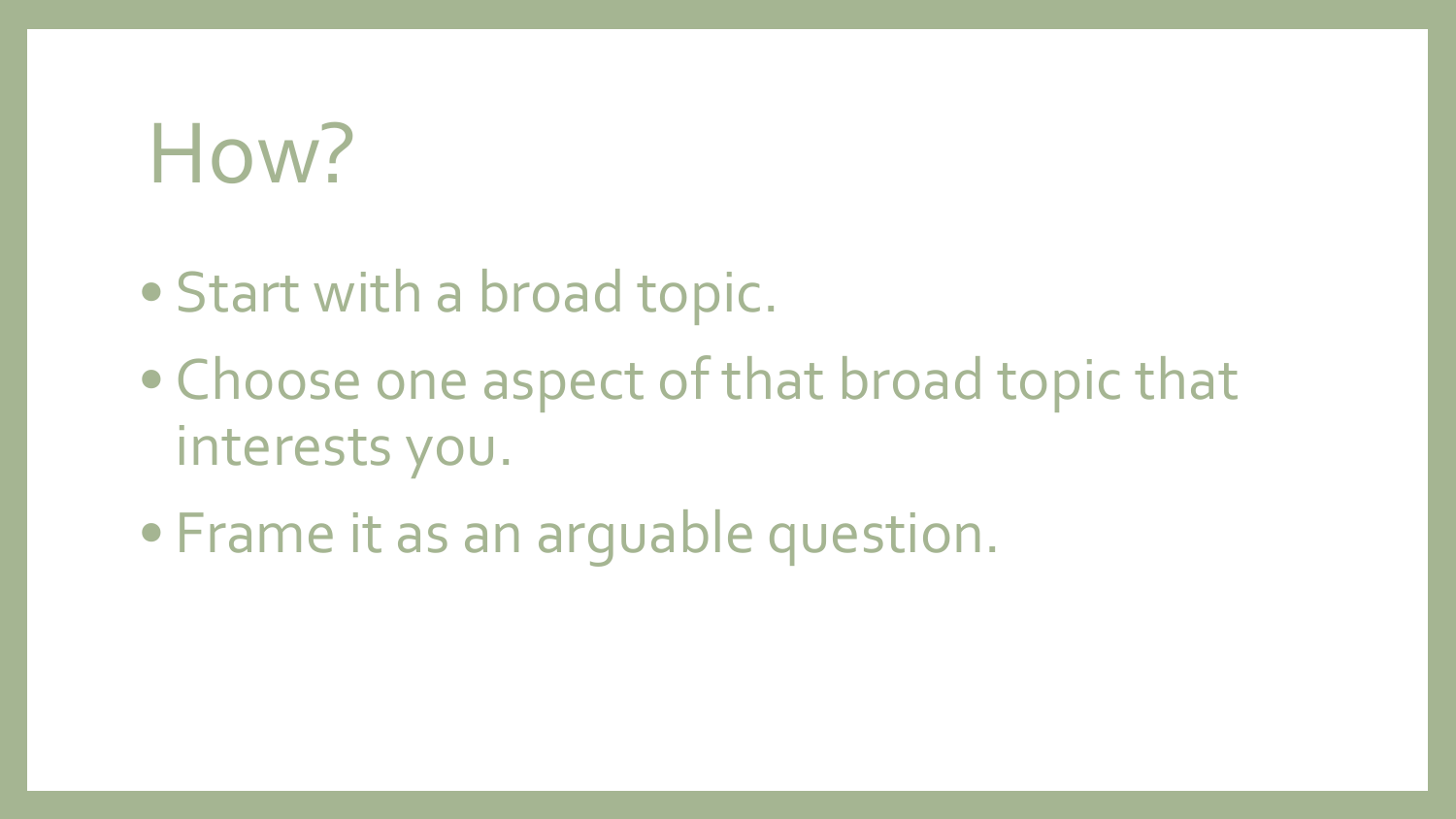# How?

- Start with a broad topic.
- Choose one aspect of that broad topic that interests you.
- Frame it as an arguable question.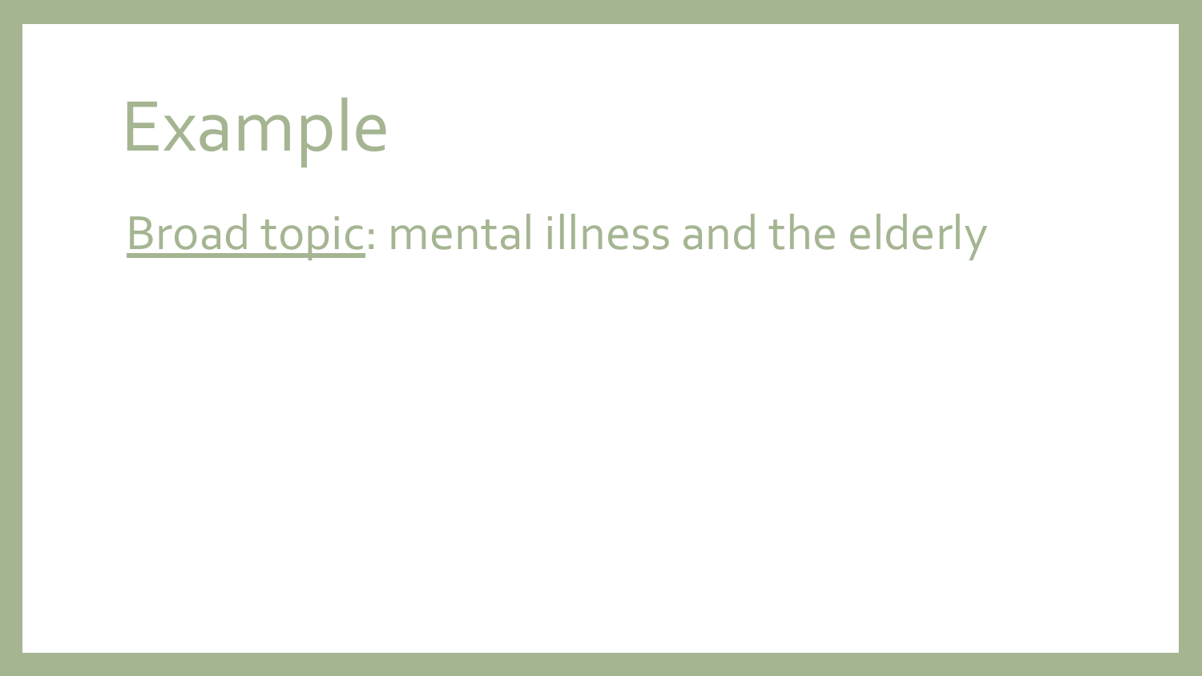# Example

<u>Broad topic</u>: mental illness and the elderly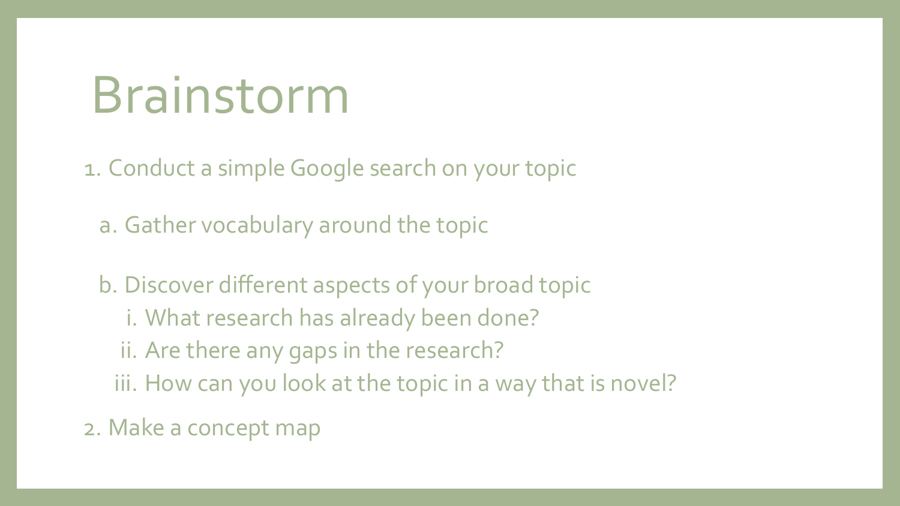# Brainstorm

1. Conduct a simple Google search on your topic
   a. Gather vocabulary around the topic
   b. Discover different aspects of your broad topic
      i. What research has already been done?
      ii. Are there any gaps in the research?
      iii. How can you look at the topic in a way that is novel?
2. Make a concept map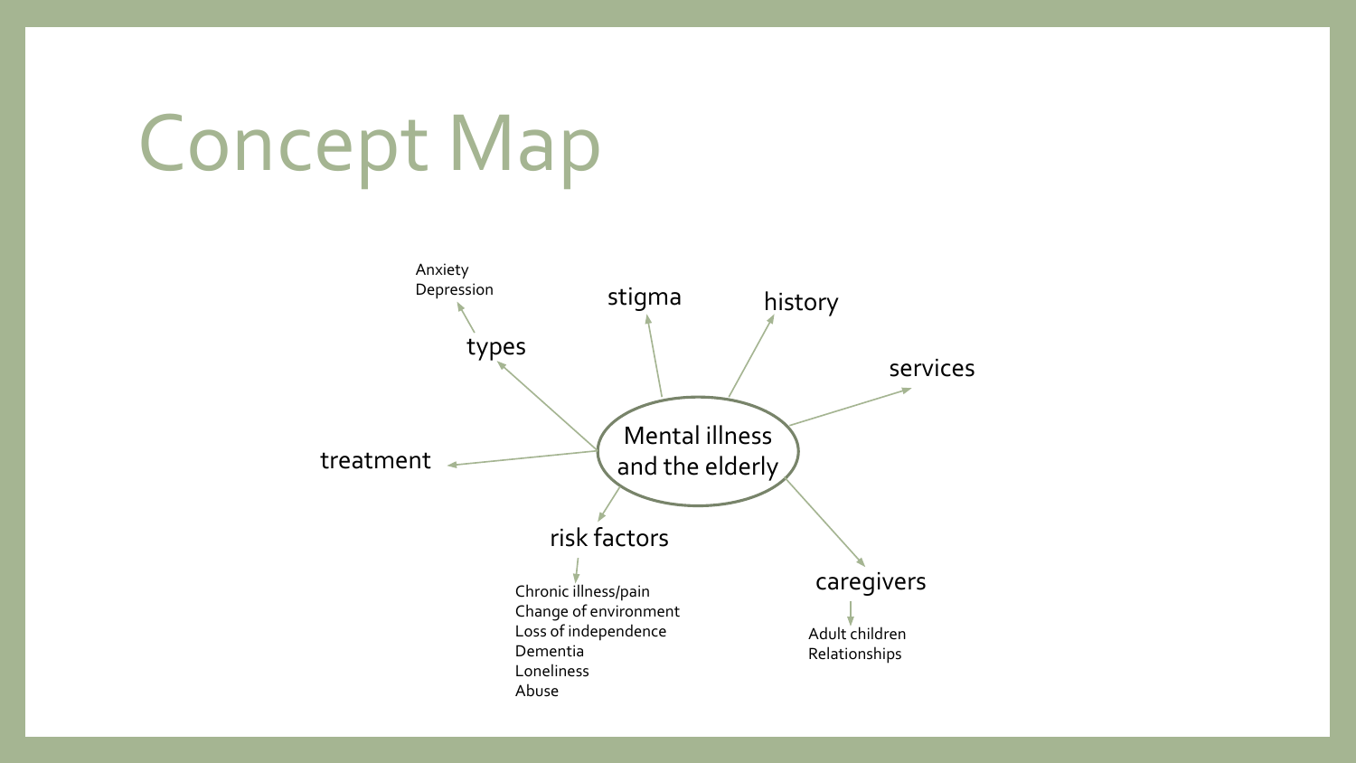# Concept Map

**Mental illness and the elderly**

- types
  - Anxiety
  - Depression
- stigma
- history
- services
- treatment
- risk factors
  - Chronic illness/pain
  - Change of environment
  - Loss of independence
  - Dementia
  - Loneliness
  - Abuse
- caregivers
  - Adult children
  - Relationships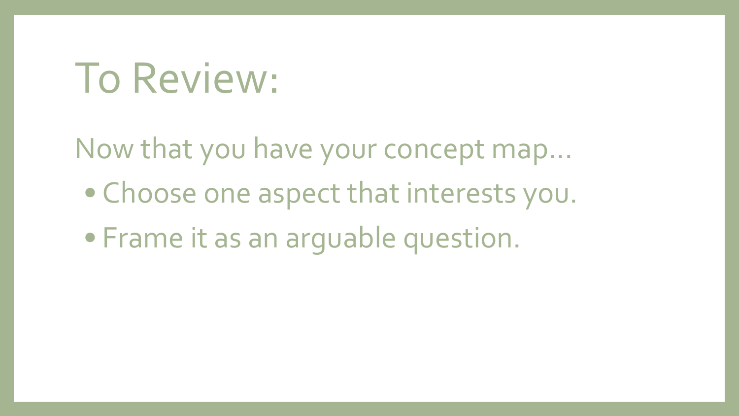# To Review:

Now that you have your concept map…

- Choose one aspect that interests you.
- Frame it as an arguable question.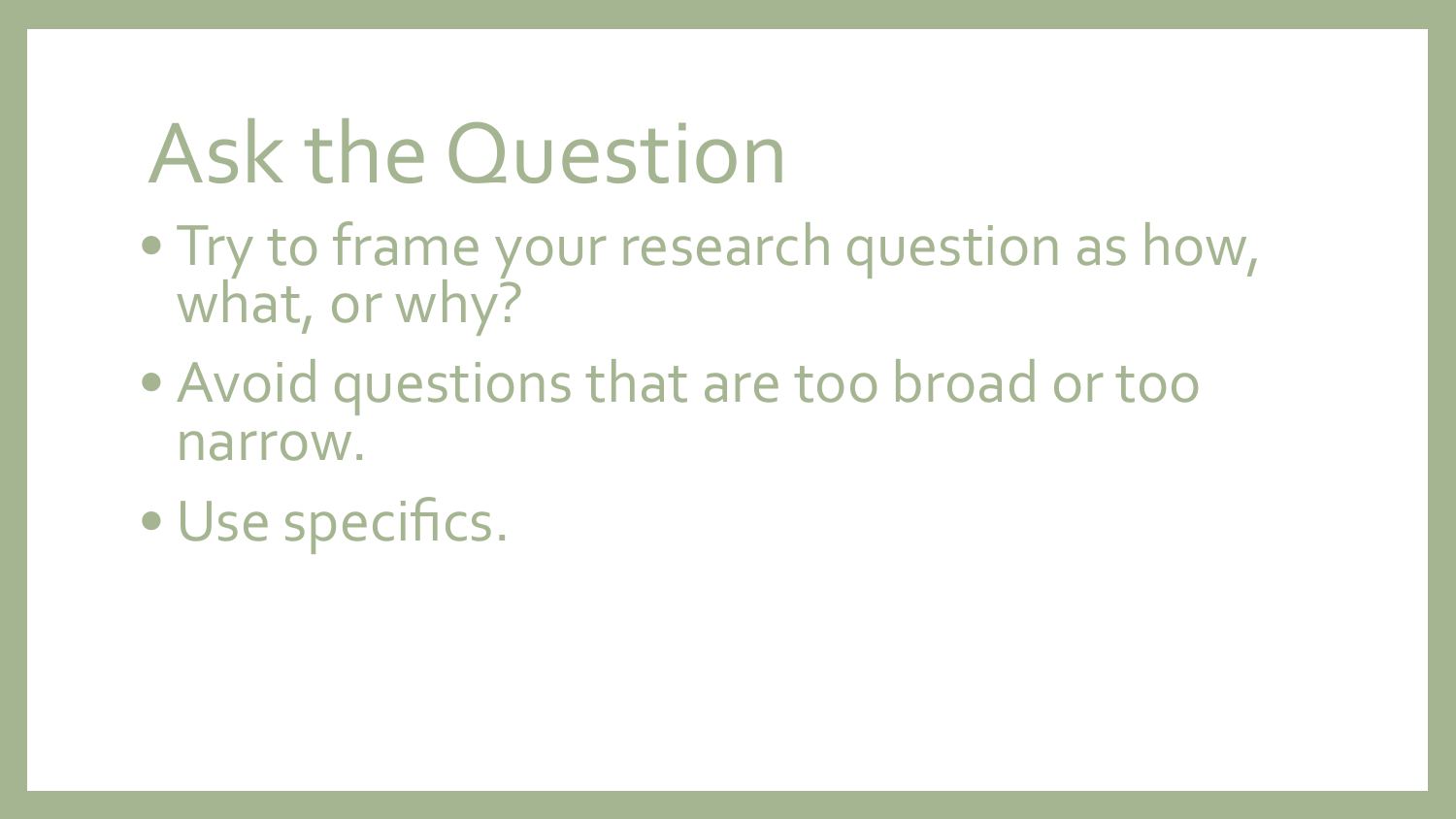# Ask the Question

- Try to frame your research question as how, what, or why?
- Avoid questions that are too broad or too narrow.
- Use specifics.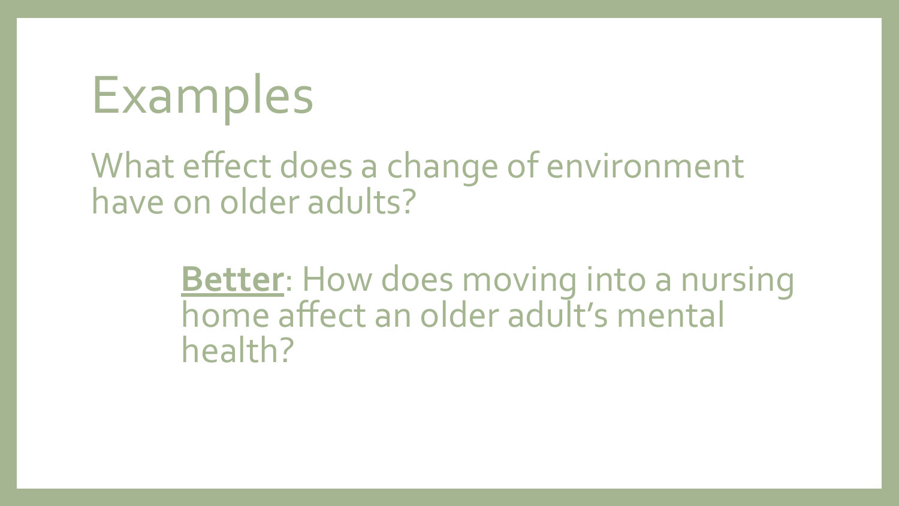# Examples

What effect does a change of environment have on older adults?

> **<u>Better</u>**: How does moving into a nursing home affect an older adult's mental health?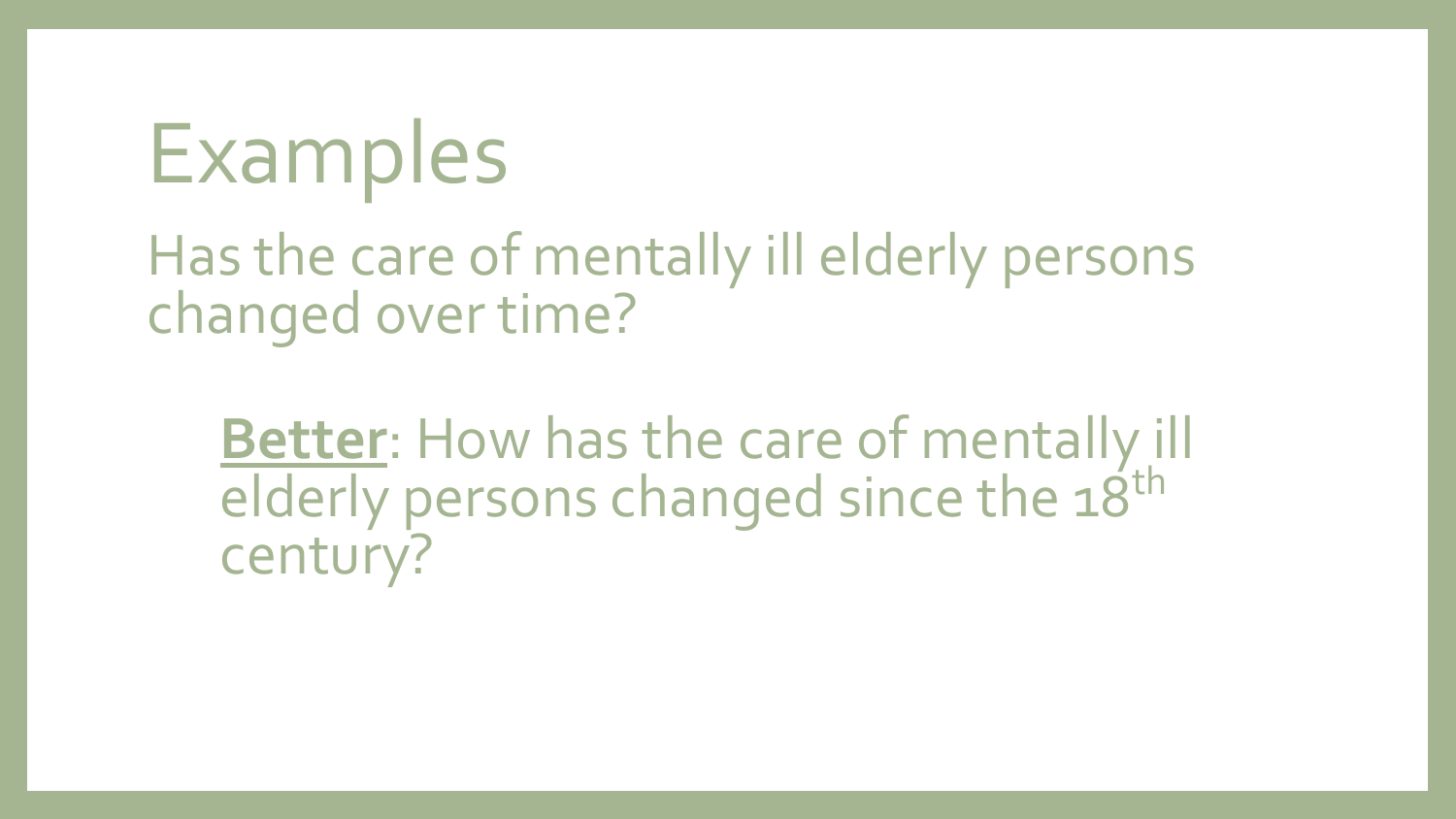# Examples

Has the care of mentally ill elderly persons changed over time?

**Better**: How has the care of mentally ill elderly persons changed since the 18th century?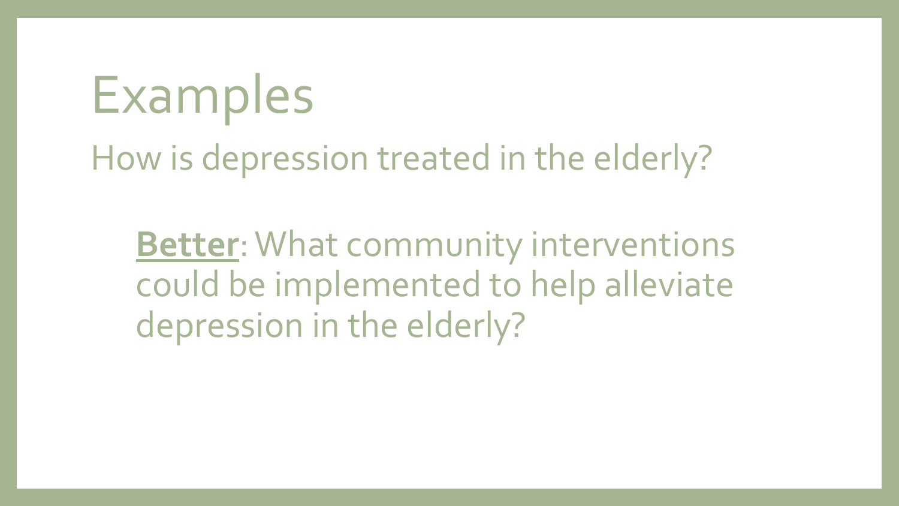# Examples

How is depression treated in the elderly?

**Better**: What community interventions could be implemented to help alleviate depression in the elderly?